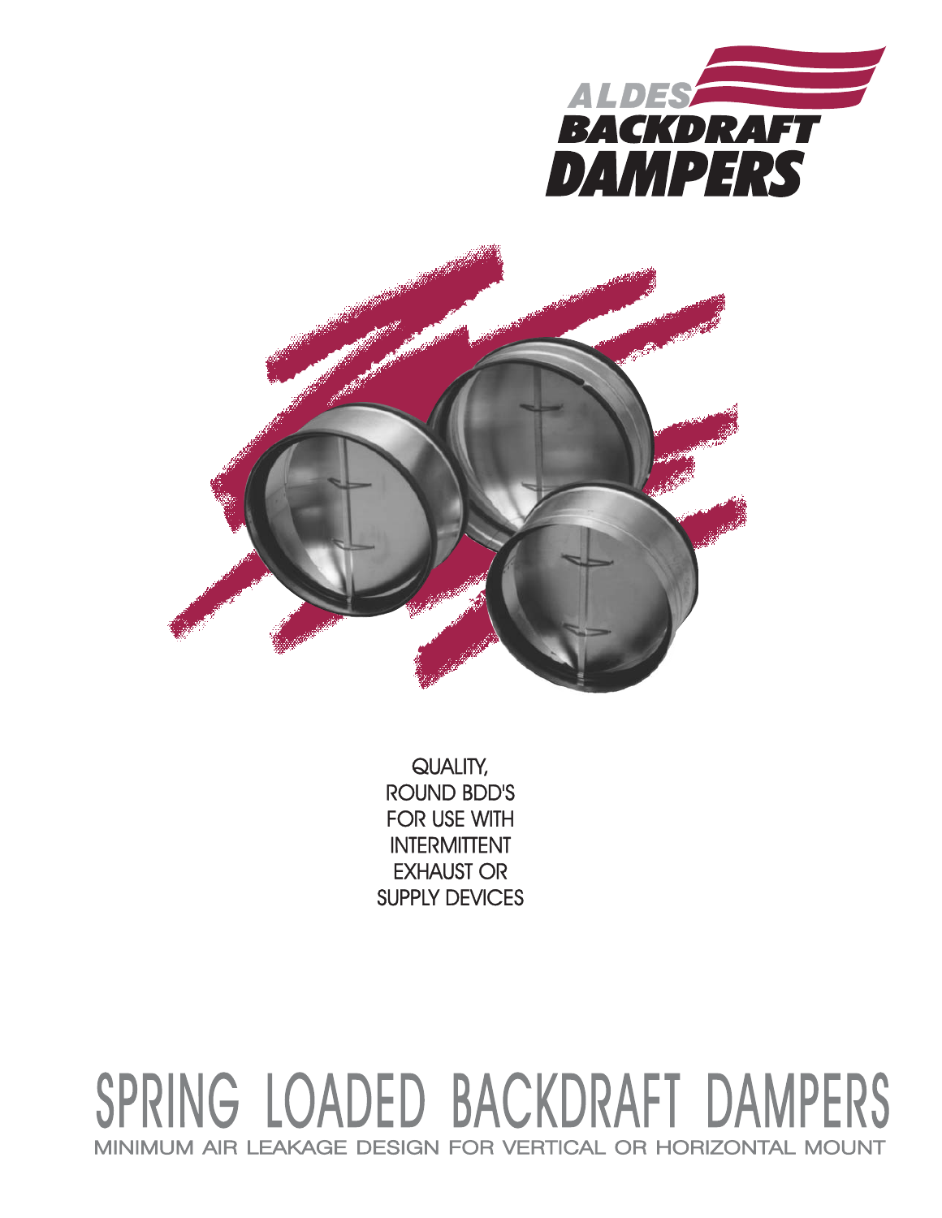# ALDES BACKDRAFT DAMPERS

QUALITY,
ROUND BDD'S
FOR USE WITH
INTERMITTENT
EXHAUST OR
SUPPLY DEVICES

# SPRING LOADED BACKDRAFT DAMPERS

MINIMUM AIR LEAKAGE DESIGN FOR VERTICAL OR HORIZONTAL MOUNT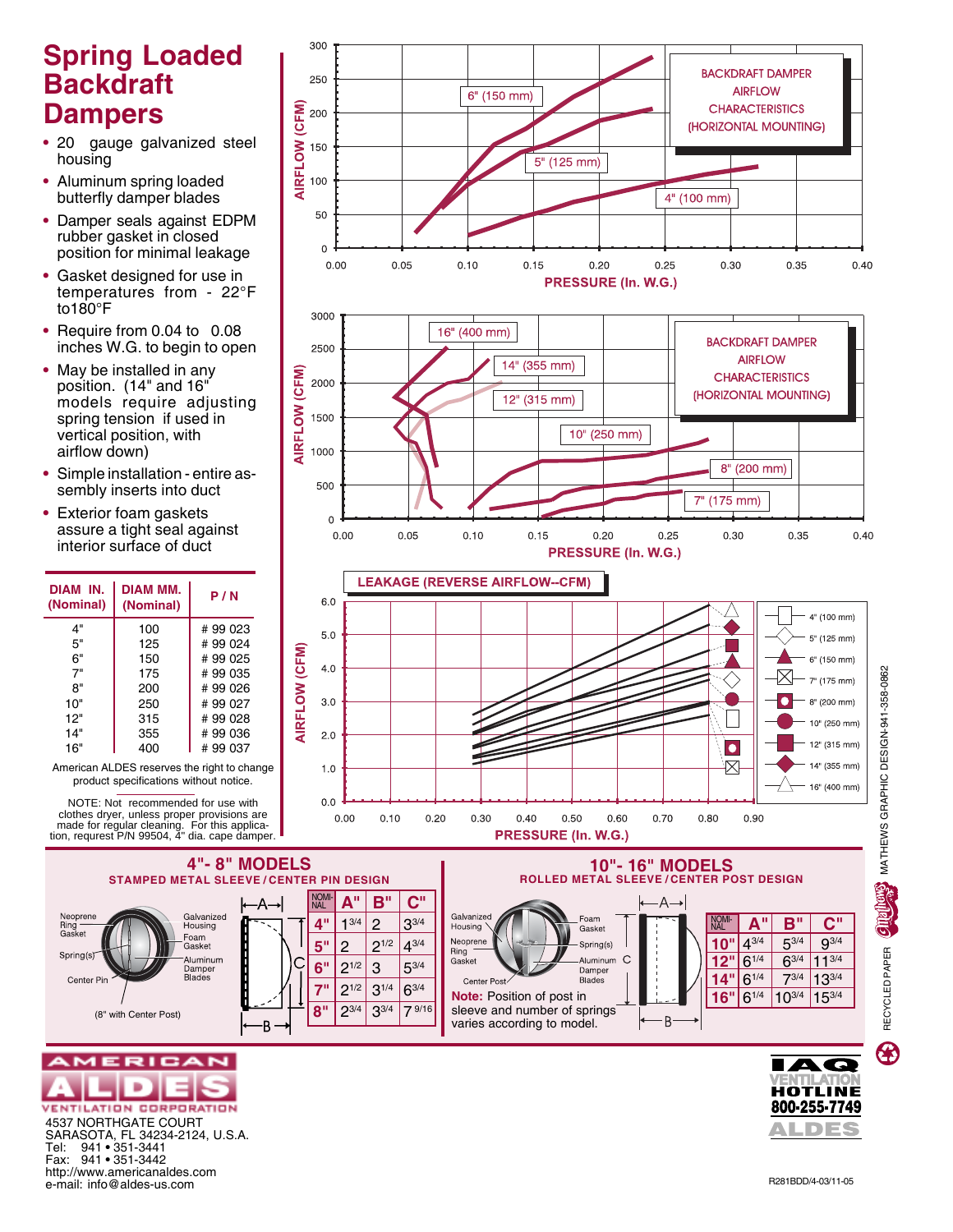# Spring Loaded Backdraft Dampers

- 20 gauge galvanized steel housing
- Aluminum spring loaded butterfly damper blades
- Damper seals against EDPM rubber gasket in closed position for minimal leakage
- Gasket designed for use in temperatures from - 22°F to180°F
- Require from 0.04 to 0.08 inches W.G. to begin to open
- May be installed in any position. (14" and 16" models require adjusting spring tension if used in vertical position, with airflow down)
- Simple installation - entire assembly inserts into duct
- Exterior foam gaskets assure a tight seal against interior surface of duct

| DIAM IN. (Nominal) | DIAM MM. (Nominal) | P / N |
|---|---|---|
| 4" | 100 | # 99 023 |
| 5" | 125 | # 99 024 |
| 6" | 150 | # 99 025 |
| 7" | 175 | # 99 035 |
| 8" | 200 | # 99 026 |
| 10" | 250 | # 99 027 |
| 12" | 315 | # 99 028 |
| 14" | 355 | # 99 036 |
| 16" | 400 | # 99 037 |

American ALDES reserves the right to change product specifications without notice.

NOTE: Not recommended for use with clothes dryer, unless proper provisions are made for regular cleaning. For this application, request P/N 99504, 4" dia. cape damper.

BACKDRAFT DAMPER AIRFLOW CHARACTERISTICS (HORIZONTAL MOUNTING)

AIRFLOW (CFM)

300
250
200
150
100
50
0

6" (150 mm)
5" (125 mm)
4" (100 mm)

0.00 0.05 0.10 0.15 0.20 0.25 0.30 0.35 0.40

PRESSURE (In. W.G.)

BACKDRAFT DAMPER AIRFLOW CHARACTERISTICS (HORIZONTAL MOUNTING)

AIRFLOW (CFM)

3000
2500
2000
1500
1000
500
0

16" (400 mm)
14" (355 mm)
12" (315 mm)
10" (250 mm)
8" (200 mm)
7" (175 mm)

0.00 0.05 0.10 0.15 0.20 0.25 0.30 0.35 0.40

PRESSURE (In. W.G.)

LEAKAGE (REVERSE AIRFLOW--CFM)

AIRFLOW (CFM)

6.0
5.0
4.0
3.0
2.0
1.0
0.0

4" (100 mm)
5" (125 mm)
6" (150 mm)
7" (175 mm)
8" (200 mm)
10" (250 mm)
12" (315 mm)
14" (355 mm)
16" (400 mm)

0.00 0.10 0.20 0.30 0.40 0.50 0.60 0.70 0.80 0.90

PRESSURE (In. W.G.)

## 4"- 8" MODELS

STAMPED METAL SLEEVE / CENTER PIN DESIGN

Neoprene Ring Gasket
Galvanized Housing
Foam Gasket
Spring(s)
Aluminum Damper Blades
Center Pin

(8" with Center Post)

A
B
C

| NOMINAL | A" | B" | C" |
|---|---|---|---|
| 4" | 1 3/4 | 2 | 3 3/4 |
| 5" | 2 | 2 1/2 | 4 3/4 |
| 6" | 2 1/2 | 3 | 5 3/4 |
| 7" | 2 1/2 | 3 1/4 | 6 3/4 |
| 8" | 2 3/4 | 3 3/4 | 7 9/16 |

## 10"- 16" MODELS

ROLLED METAL SLEEVE / CENTER POST DESIGN

Galvanized Housing
Foam Gasket
Neoprene Ring Gasket
Spring(s)
Aluminum Damper Blades
Center Post

**Note:** Position of post in sleeve and number of springs varies according to model.

A
B
C

| NOMINAL | A" | B" | C" |
|---|---|---|---|
| 10" | 4 3/4 | 5 3/4 | 9 3/4 |
| 12" | 6 1/4 | 6 3/4 | 11 3/4 |
| 14" | 6 1/4 | 7 3/4 | 13 3/4 |
| 16" | 6 1/4 | 10 3/4 | 15 3/4 |

AMERICAN ALDES VENTILATION CORPORATION

4537 NORTHGATE COURT
SARASOTA, FL 34234-2124, U.S.A.
Tel: 941 • 351-3441
Fax: 941 • 351-3442
http://www.americanaldes.com
e-mail: info@aldes-us.com

IAQ VENTILATION HOTLINE 800-255-7749 ALDES

R281BDD/4-03/11-05

MATHEWS GRAPHIC DESIGN-941-358-0862

RECYCLED PAPER